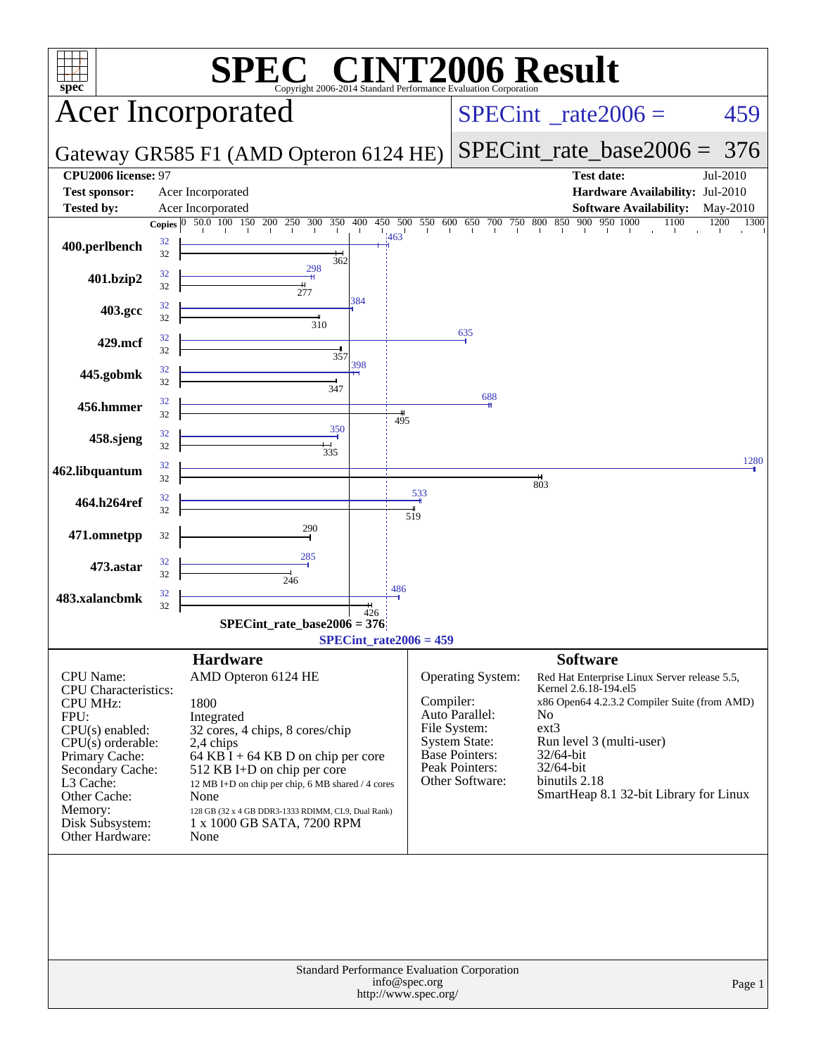# SPEC® CINT2006 Result

Copyright 2006-2014 Standard Performance Evaluation Corporation

## Acer Incorporated

**SPECint_rate2006 = 459**

Gateway GR585 F1 (AMD Opteron 6124 HE)

**SPECint_rate_base2006 = 376**

| | | | |
|---|---|---|---|
| **CPU2006 license:** | 97 | **Test date:** | Jul-2010 |
| **Test sponsor:** | Acer Incorporated | **Hardware Availability:** | Jul-2010 |
| **Tested by:** | Acer Incorporated | **Software Availability:** | May-2010 |

| Benchmark | Copies (peak) | Peak | Copies (base) | Base |
|---|---|---|---|---|
| 400.perlbench | 32 | 463 | 32 | 362 |
| 401.bzip2 | 32 | 298 | 32 | 277 |
| 403.gcc | 32 | 384 | 32 | 310 |
| 429.mcf | 32 | 635 | 32 | 357 |
| 445.gobmk | 32 | 398 | 32 | 347 |
| 456.hmmer | 32 | 688 | 32 | 495 |
| 458.sjeng | 32 | 350 | 32 | 335 |
| 462.libquantum | 32 | 1280 | 32 | 803 |
| 464.h264ref | 32 | 533 | 32 | 519 |
| 471.omnetpp | | | 32 | 290 |
| 473.astar | 32 | 285 | 32 | 246 |
| 483.xalancbmk | 32 | 486 | 32 | 426 |

SPECint_rate_base2006 = 376

SPECint_rate2006 = 459

### Hardware

| | |
|---|---|
| CPU Name: | AMD Opteron 6124 HE |
| CPU Characteristics: | |
| CPU MHz: | 1800 |
| FPU: | Integrated |
| CPU(s) enabled: | 32 cores, 4 chips, 8 cores/chip |
| CPU(s) orderable: | 2,4 chips |
| Primary Cache: | 64 KB I + 64 KB D on chip per core |
| Secondary Cache: | 512 KB I+D on chip per core |
| L3 Cache: | 12 MB I+D on chip per chip, 6 MB shared / 4 cores |
| Other Cache: | None |
| Memory: | 128 GB (32 x 4 GB DDR3-1333 RDIMM, CL9, Dual Rank) |
| Disk Subsystem: | 1 x 1000 GB SATA, 7200 RPM |
| Other Hardware: | None |

### Software

| | |
|---|---|
| Operating System: | Red Hat Enterprise Linux Server release 5.5, Kernel 2.6.18-194.el5 |
| Compiler: | x86 Open64 4.2.3.2 Compiler Suite (from AMD) |
| Auto Parallel: | No |
| File System: | ext3 |
| System State: | Run level 3 (multi-user) |
| Base Pointers: | 32/64-bit |
| Peak Pointers: | 32/64-bit |
| Other Software: | binutils 2.18<br>SmartHeap 8.1 32-bit Library for Linux |

Standard Performance Evaluation Corporation
info@spec.org
http://www.spec.org/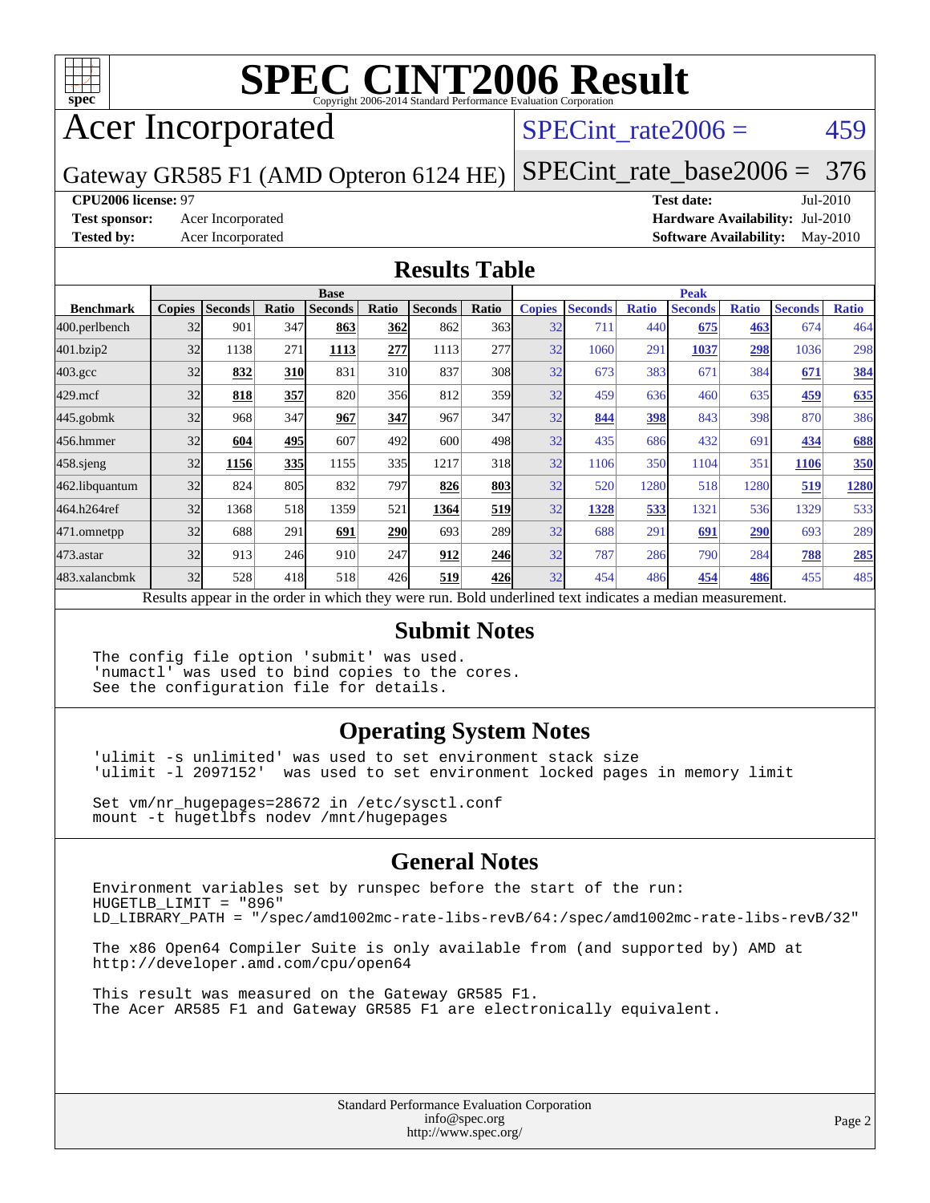# SPEC CINT2006 Result

Copyright 2006-2014 Standard Performance Evaluation Corporation

# Acer Incorporated

Gateway GR585 F1 (AMD Opteron 6124 HE)

SPECint_rate2006 = 459

SPECint_rate_base2006 = 376

**CPU2006 license:** 97
**Test sponsor:** Acer Incorporated
**Tested by:** Acer Incorporated

**Test date:** Jul-2010
**Hardware Availability:** Jul-2010
**Software Availability:** May-2010

## Results Table

| | Base | | | | | | | Peak | | | | | | |
|---|---|---|---|---|---|---|---|---|---|---|---|---|---|---|
| **Benchmark** | **Copies** | **Seconds** | **Ratio** | **Seconds** | **Ratio** | **Seconds** | **Ratio** | **Copies** | **Seconds** | **Ratio** | **Seconds** | **Ratio** | **Seconds** | **Ratio** |
| 400.perlbench | 32 | 901 | 347 | **863** | **362** | 862 | 363 | 32 | 711 | 440 | **675** | **463** | 674 | 464 |
| 401.bzip2 | 32 | 1138 | 271 | **1113** | **277** | 1113 | 277 | 32 | 1060 | 291 | **1037** | **298** | 1036 | 298 |
| 403.gcc | 32 | **832** | **310** | 831 | 310 | 837 | 308 | 32 | 673 | 383 | 671 | 384 | **671** | **384** |
| 429.mcf | 32 | **818** | **357** | 820 | 356 | 812 | 359 | 32 | 459 | 636 | 460 | 635 | **459** | **635** |
| 445.gobmk | 32 | 968 | 347 | **967** | **347** | 967 | 347 | 32 | **844** | **398** | 843 | 398 | 870 | 386 |
| 456.hmmer | 32 | **604** | **495** | 607 | 492 | 600 | 498 | 32 | 435 | 686 | 432 | 691 | **434** | **688** |
| 458.sjeng | 32 | **1156** | **335** | 1155 | 335 | 1217 | 318 | 32 | 1106 | 350 | 1104 | 351 | **1106** | **350** |
| 462.libquantum | 32 | 824 | 805 | 832 | 797 | **826** | **803** | 32 | 520 | 1280 | 518 | 1280 | **519** | **1280** |
| 464.h264ref | 32 | 1368 | 518 | 1359 | 521 | **1364** | **519** | 32 | **1328** | **533** | 1321 | 536 | 1329 | 533 |
| 471.omnetpp | 32 | 688 | 291 | **691** | **290** | 693 | 289 | 32 | 688 | 291 | **691** | **290** | 693 | 289 |
| 473.astar | 32 | 913 | 246 | 910 | 247 | **912** | **246** | 32 | 787 | 286 | 790 | 284 | **788** | **285** |
| 483.xalancbmk | 32 | 528 | 418 | 518 | 426 | **519** | **426** | 32 | 454 | 486 | **454** | **486** | 455 | 485 |

Results appear in the order in which they were run. Bold underlined text indicates a median measurement.

## Submit Notes

```
The config file option 'submit' was used.
'numactl' was used to bind copies to the cores.
See the configuration file for details.
```

## Operating System Notes

```
'ulimit -s unlimited' was used to set environment stack size
'ulimit -l 2097152'  was used to set environment locked pages in memory limit

Set vm/nr_hugepages=28672 in /etc/sysctl.conf
mount -t hugetlbfs nodev /mnt/hugepages
```

## General Notes

```
Environment variables set by runspec before the start of the run:
HUGETLB_LIMIT = "896"
LD_LIBRARY_PATH = "/spec/amd1002mc-rate-libs-revB/64:/spec/amd1002mc-rate-libs-revB/32"

The x86 Open64 Compiler Suite is only available from (and supported by) AMD at
http://developer.amd.com/cpu/open64

This result was measured on the Gateway GR585 F1.
The Acer AR585 F1 and Gateway GR585 F1 are electronically equivalent.
```

Standard Performance Evaluation Corporation
info@spec.org
http://www.spec.org/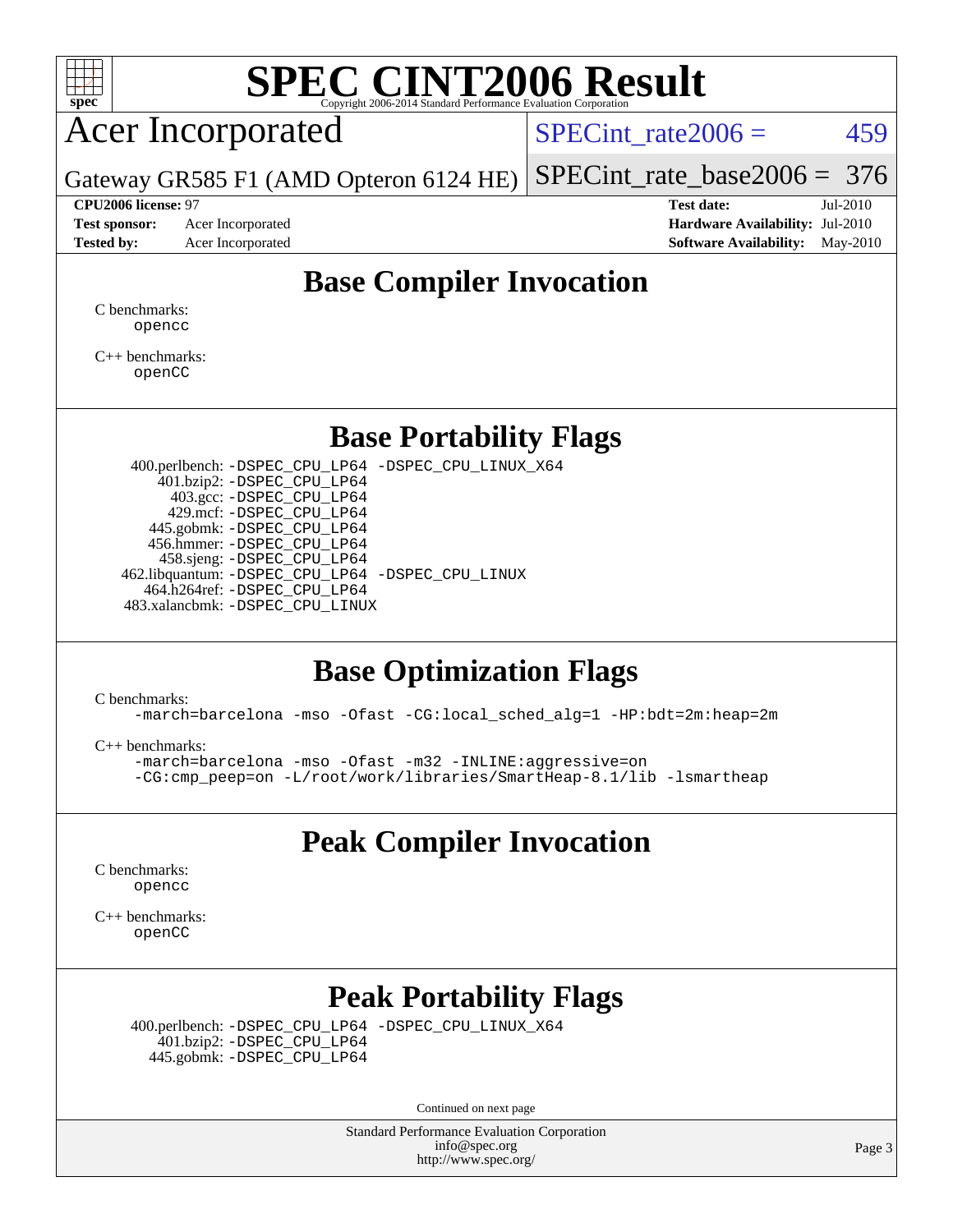# SPEC CINT2006 Result

Copyright 2006-2014 Standard Performance Evaluation Corporation

## Acer Incorporated

Gateway GR585 F1 (AMD Opteron 6124 HE)

SPECint_rate2006 = 459

SPECint_rate_base2006 = 376

**CPU2006 license:** 97
**Test sponsor:** Acer Incorporated
**Tested by:** Acer Incorporated

**Test date:** Jul-2010
**Hardware Availability:** Jul-2010
**Software Availability:** May-2010

## Base Compiler Invocation

C benchmarks:
```
opencc
```

C++ benchmarks:
```
openCC
```

## Base Portability Flags

```
400.perlbench: -DSPEC_CPU_LP64 -DSPEC_CPU_LINUX_X64
    401.bzip2: -DSPEC_CPU_LP64
      403.gcc: -DSPEC_CPU_LP64
      429.mcf: -DSPEC_CPU_LP64
    445.gobmk: -DSPEC_CPU_LP64
   456.hmmer: -DSPEC_CPU_LP64
    458.sjeng: -DSPEC_CPU_LP64
462.libquantum: -DSPEC_CPU_LP64 -DSPEC_CPU_LINUX
  464.h264ref: -DSPEC_CPU_LP64
483.xalancbmk: -DSPEC_CPU_LINUX
```

## Base Optimization Flags

C benchmarks:
```
-march=barcelona -mso -Ofast -CG:local_sched_alg=1 -HP:bdt=2m:heap=2m
```

C++ benchmarks:
```
-march=barcelona -mso -Ofast -m32 -INLINE:aggressive=on
-CG:cmp_peep=on -L/root/work/libraries/SmartHeap-8.1/lib -lsmartheap
```

## Peak Compiler Invocation

C benchmarks:
```
opencc
```

C++ benchmarks:
```
openCC
```

## Peak Portability Flags

```
400.perlbench: -DSPEC_CPU_LP64 -DSPEC_CPU_LINUX_X64
    401.bzip2: -DSPEC_CPU_LP64
    445.gobmk: -DSPEC_CPU_LP64
```

Continued on next page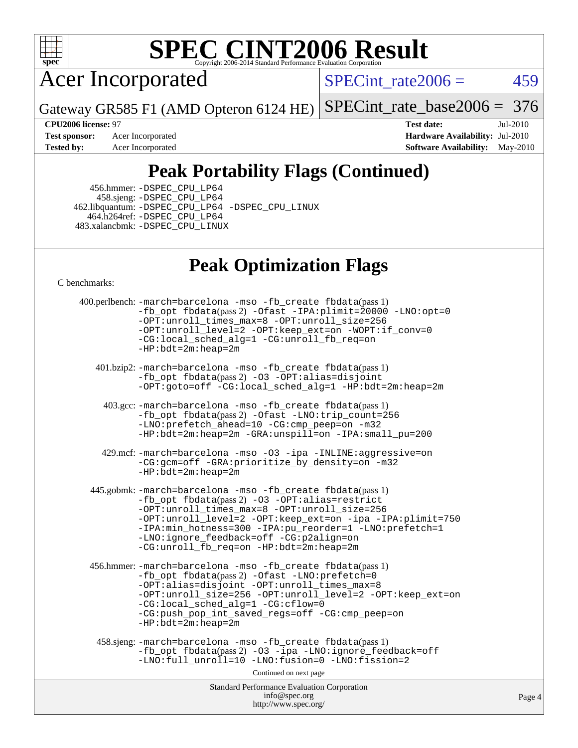# SPEC CINT2006 Result

Copyright 2006-2014 Standard Performance Evaluation Corporation

## Acer Incorporated

Gateway GR585 F1 (AMD Opteron 6124 HE)

SPECint_rate2006 = 459

SPECint_rate_base2006 = 376

**CPU2006 license:** 97
**Test sponsor:** Acer Incorporated
**Tested by:** Acer Incorporated

**Test date:** Jul-2010
**Hardware Availability:** Jul-2010
**Software Availability:** May-2010

## Peak Portability Flags (Continued)

456.hmmer: -DSPEC_CPU_LP64
458.sjeng: -DSPEC_CPU_LP64
462.libquantum: -DSPEC_CPU_LP64 -DSPEC_CPU_LINUX
464.h264ref: -DSPEC_CPU_LP64
483.xalancbmk: -DSPEC_CPU_LINUX

## Peak Optimization Flags

C benchmarks:

400.perlbench: -march=barcelona -mso -fb_create fbdata(pass 1) -fb_opt fbdata(pass 2) -Ofast -IPA:plimit=20000 -LNO:opt=0 -OPT:unroll_times_max=8 -OPT:unroll_size=256 -OPT:unroll_level=2 -OPT:keep_ext=on -WOPT:if_conv=0 -CG:local_sched_alg=1 -CG:unroll_fb_req=on -HP:bdt=2m:heap=2m

401.bzip2: -march=barcelona -mso -fb_create fbdata(pass 1) -fb_opt fbdata(pass 2) -O3 -OPT:alias=disjoint -OPT:goto=off -CG:local_sched_alg=1 -HP:bdt=2m:heap=2m

403.gcc: -march=barcelona -mso -fb_create fbdata(pass 1) -fb_opt fbdata(pass 2) -Ofast -LNO:trip_count=256 -LNO:prefetch_ahead=10 -CG:cmp_peep=on -m32 -HP:bdt=2m:heap=2m -GRA:unspill=on -IPA:small_pu=200

429.mcf: -march=barcelona -mso -O3 -ipa -INLINE:aggressive=on -CG:gcm=off -GRA:prioritize_by_density=on -m32 -HP:bdt=2m:heap=2m

445.gobmk: -march=barcelona -mso -fb_create fbdata(pass 1) -fb_opt fbdata(pass 2) -O3 -OPT:alias=restrict -OPT:unroll_times_max=8 -OPT:unroll_size=256 -OPT:unroll_level=2 -OPT:keep_ext=on -ipa -IPA:plimit=750 -IPA:min_hotness=300 -IPA:pu_reorder=1 -LNO:prefetch=1 -LNO:ignore_feedback=off -CG:p2align=on -CG:unroll_fb_req=on -HP:bdt=2m:heap=2m

456.hmmer: -march=barcelona -mso -fb_create fbdata(pass 1) -fb_opt fbdata(pass 2) -Ofast -LNO:prefetch=0 -OPT:alias=disjoint -OPT:unroll_times_max=8 -OPT:unroll_size=256 -OPT:unroll_level=2 -OPT:keep_ext=on -CG:local_sched_alg=1 -CG:cflow=0 -CG:push_pop_int_saved_regs=off -CG:cmp_peep=on -HP:bdt=2m:heap=2m

458.sjeng: -march=barcelona -mso -fb_create fbdata(pass 1) -fb_opt fbdata(pass 2) -O3 -ipa -LNO:ignore_feedback=off -LNO:full_unroll=10 -LNO:fusion=0 -LNO:fission=2

Continued on next page

Standard Performance Evaluation Corporation
info@spec.org
http://www.spec.org/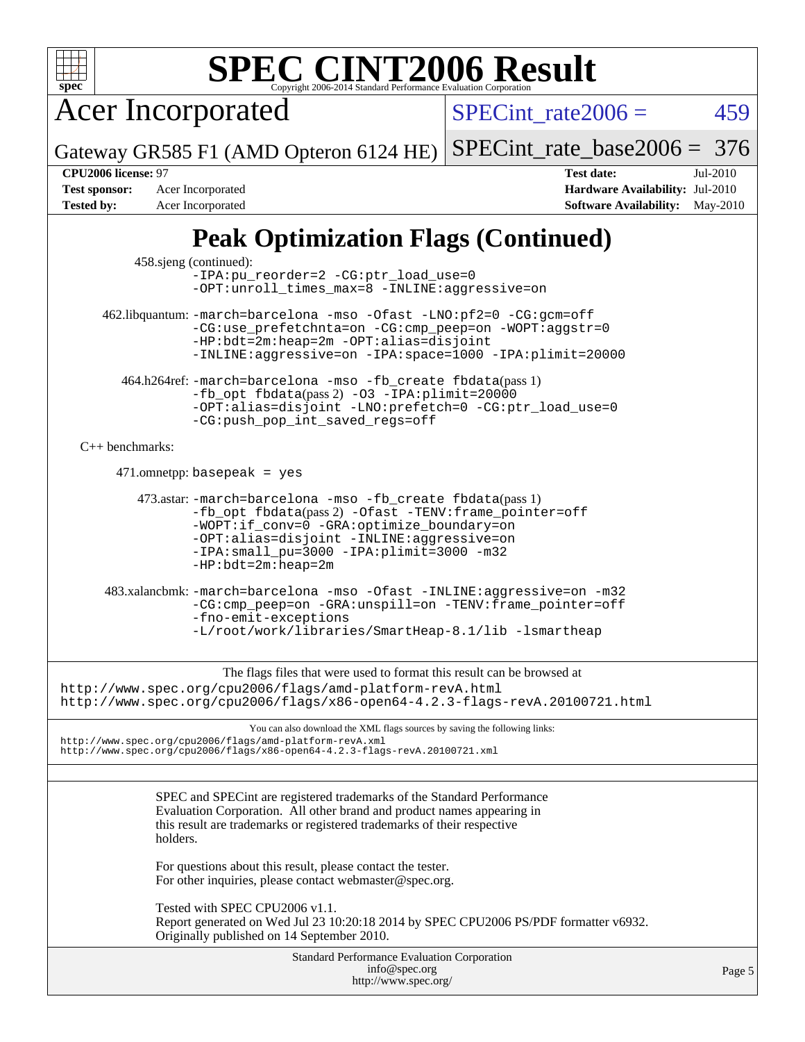# SPEC CINT2006 Result

Copyright 2006-2014 Standard Performance Evaluation Corporation

**Acer Incorporated**

Gateway GR585 F1 (AMD Opteron 6124 HE)

SPECint_rate2006 = 459

SPECint_rate_base2006 = 376

| | | | |
|---|---|---|---|
| **CPU2006 license:** 97 | | **Test date:** | Jul-2010 |
| **Test sponsor:** | Acer Incorporated | **Hardware Availability:** | Jul-2010 |
| **Tested by:** | Acer Incorporated | **Software Availability:** | May-2010 |

## Peak Optimization Flags (Continued)

458.sjeng (continued):
```
-IPA:pu_reorder=2 -CG:ptr_load_use=0
-OPT:unroll_times_max=8 -INLINE:aggressive=on
```

462.libquantum:
```
-march=barcelona -mso -Ofast -LNO:pf2=0 -CG:gcm=off
-CG:use_prefetchnta=on -CG:cmp_peep=on -WOPT:aggstr=0
-HP:bdt=2m:heap=2m -OPT:alias=disjoint
-INLINE:aggressive=on -IPA:space=1000 -IPA:plimit=20000
```

464.h264ref:
```
-march=barcelona -mso -fb_create fbdata(pass 1)
-fb_opt fbdata(pass 2) -O3 -IPA:plimit=20000
-OPT:alias=disjoint -LNO:prefetch=0 -CG:ptr_load_use=0
-CG:push_pop_int_saved_regs=off
```

C++ benchmarks:

471.omnetpp: `basepeak = yes`

473.astar:
```
-march=barcelona -mso -fb_create fbdata(pass 1)
-fb_opt fbdata(pass 2) -Ofast -TENV:frame_pointer=off
-WOPT:if_conv=0 -GRA:optimize_boundary=on
-OPT:alias=disjoint -INLINE:aggressive=on
-IPA:small_pu=3000 -IPA:plimit=3000 -m32
-HP:bdt=2m:heap=2m
```

483.xalancbmk:
```
-march=barcelona -mso -Ofast -INLINE:aggressive=on -m32
-CG:cmp_peep=on -GRA:unspill=on -TENV:frame_pointer=off
-fno-emit-exceptions
-L/root/work/libraries/SmartHeap-8.1/lib -lsmartheap
```

The flags files that were used to format this result can be browsed at
http://www.spec.org/cpu2006/flags/amd-platform-revA.html
http://www.spec.org/cpu2006/flags/x86-open64-4.2.3-flags-revA.20100721.html

You can also download the XML flags sources by saving the following links:
http://www.spec.org/cpu2006/flags/amd-platform-revA.xml
http://www.spec.org/cpu2006/flags/x86-open64-4.2.3-flags-revA.20100721.xml

SPEC and SPECint are registered trademarks of the Standard Performance Evaluation Corporation. All other brand and product names appearing in this result are trademarks or registered trademarks of their respective holders.

For questions about this result, please contact the tester.
For other inquiries, please contact webmaster@spec.org.

Tested with SPEC CPU2006 v1.1.
Report generated on Wed Jul 23 10:20:18 2014 by SPEC CPU2006 PS/PDF formatter v6932.
Originally published on 14 September 2010.

Standard Performance Evaluation Corporation
info@spec.org
http://www.spec.org/